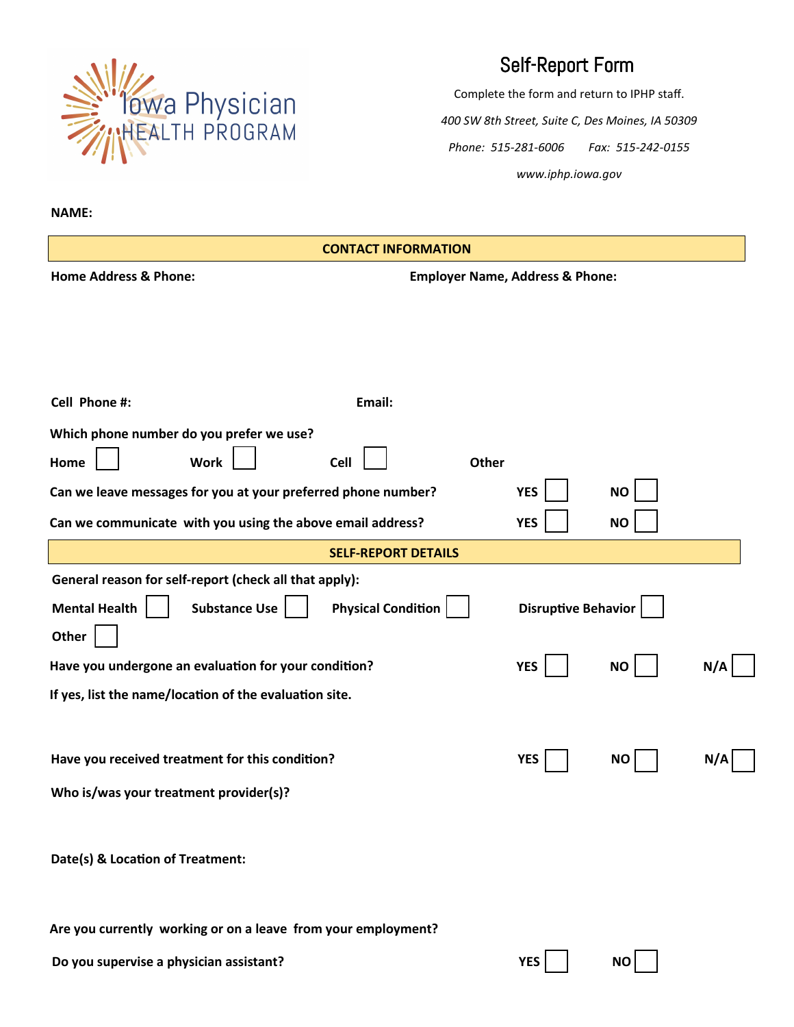Iowa Physician HEALTH PROGRAM

# Self-Report Form

Complete the form and return to IPHP staff.

*400 SW 8th Street, Suite C, Des Moines, IA 50309*

*Phone: 515-281-6006 Fax: 515-242-0155*

*www.iphp.iowa.gov*

**NAME:**

## CONTACT INFORMATION

**Home Address & Phone:**

**Employer Name, Address & Phone:**

**Cell Phone #:**

**Email:**

**Which phone number do you prefer we use?**

**Home** ☐ **Work** ☐ **Cell** ☐ **Other**

**Can we leave messages for you at your preferred phone number?** **YES** ☐ **NO** ☐

**Can we communicate with you using the above email address?** **YES** ☐ **NO** ☐

## SELF-REPORT DETAILS

**General reason for self-report (check all that apply):**

**Mental Health** ☐ **Substance Use** ☐ **Physical Condition** ☐ **Disruptive Behavior** ☐

**Other** ☐

**Have you undergone an evaluation for your condition?** **YES** ☐ **NO** ☐ **N/A** ☐

**If yes, list the name/location of the evaluation site.**

**Have you received treatment for this condition?** **YES** ☐ **NO** ☐ **N/A** ☐

**Who is/was your treatment provider(s)?**

**Date(s) & Location of Treatment:**

**Are you currently working or on a leave from your employment?**

**Do you supervise a physician assistant?** **YES** ☐ **NO** ☐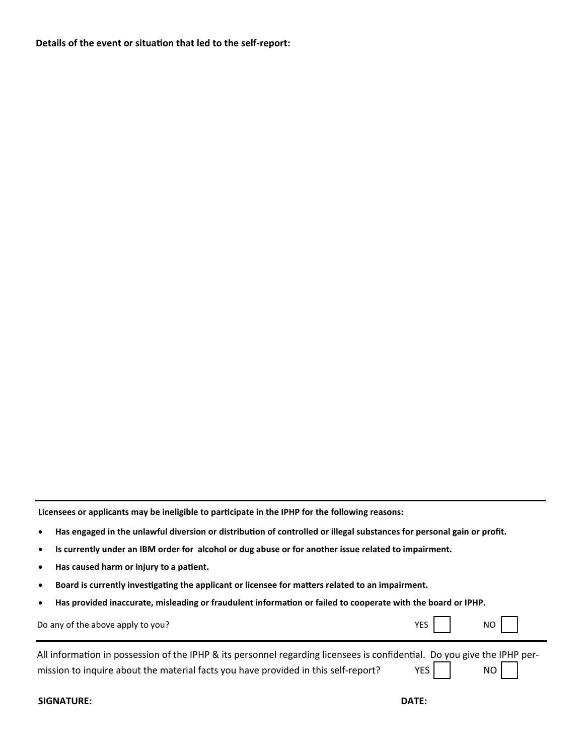**Details of the event or situation that led to the self-report:**

---

**Licensees or applicants may be ineligible to participate in the IPHP for the following reasons:**

- **Has engaged in the unlawful diversion or distribution of controlled or illegal substances for personal gain or profit.**
- **Is currently under an IBM order for alcohol or dug abuse or for another issue related to impairment.**
- **Has caused harm or injury to a patient.**
- **Board is currently investigating the applicant or licensee for matters related to an impairment.**
- **Has provided inaccurate, misleading or fraudulent information or failed to cooperate with the board or IPHP.**

Do any of the above apply to you? YES ☐ NO ☐

---

All information in possession of the IPHP & its personnel regarding licensees is confidential. Do you give the IPHP permission to inquire about the material facts you have provided in this self-report? YES ☐ NO ☐

**SIGNATURE:** **DATE:**